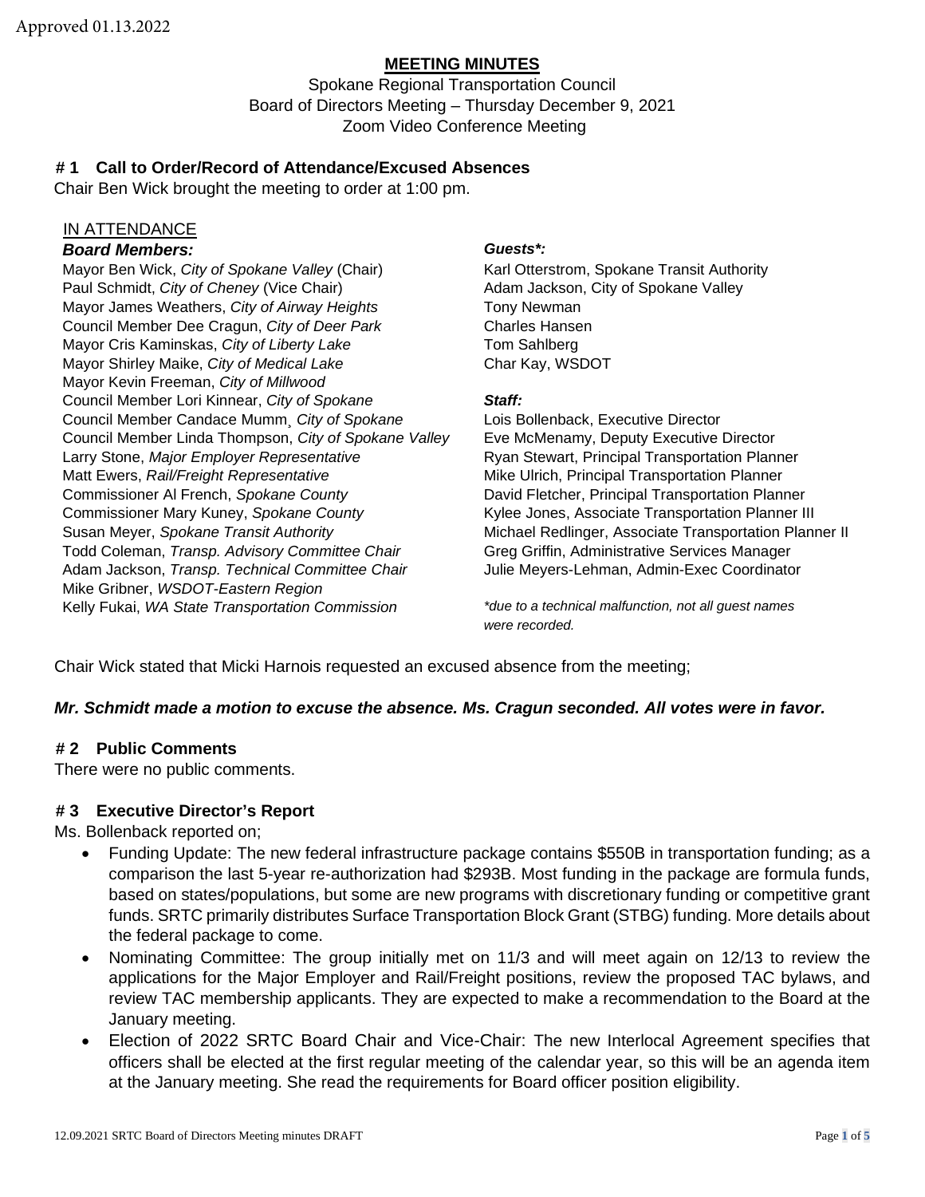Approved 01.13.2022

# MEETING MINUTES

Spokane Regional Transportation Council
Board of Directors Meeting – Thursday December 9, 2021
Zoom Video Conference Meeting

## # 1 Call to Order/Record of Attendance/Excused Absences

Chair Ben Wick brought the meeting to order at 1:00 pm.

IN ATTENDANCE

***Board Members:***

Mayor Ben Wick, *City of Spokane Valley* (Chair)
Paul Schmidt, *City of Cheney* (Vice Chair)
Mayor James Weathers, *City of Airway Heights*
Council Member Dee Cragun, *City of Deer Park*
Mayor Cris Kaminskas, *City of Liberty Lake*
Mayor Shirley Maike, *City of Medical Lake*
Mayor Kevin Freeman, *City of Millwood*
Council Member Lori Kinnear, *City of Spokane*
Council Member Candace Mumm, *City of Spokane*
Council Member Linda Thompson, *City of Spokane Valley*
Larry Stone, *Major Employer Representative*
Matt Ewers, *Rail/Freight Representative*
Commissioner Al French, *Spokane County*
Commissioner Mary Kuney, *Spokane County*
Susan Meyer, *Spokane Transit Authority*
Todd Coleman, *Transp. Advisory Committee Chair*
Adam Jackson, *Transp. Technical Committee Chair*
Mike Gribner, *WSDOT-Eastern Region*
Kelly Fukai, *WA State Transportation Commission*

***Guests\*:***

Karl Otterstrom, Spokane Transit Authority
Adam Jackson, City of Spokane Valley
Tony Newman
Charles Hansen
Tom Sahlberg
Char Kay, WSDOT

***Staff:***

Lois Bollenback, Executive Director
Eve McMenamy, Deputy Executive Director
Ryan Stewart, Principal Transportation Planner
Mike Ulrich, Principal Transportation Planner
David Fletcher, Principal Transportation Planner
Kylee Jones, Associate Transportation Planner III
Michael Redlinger, Associate Transportation Planner II
Greg Griffin, Administrative Services Manager
Julie Meyers-Lehman, Admin-Exec Coordinator

*\*due to a technical malfunction, not all guest names were recorded.*

Chair Wick stated that Micki Harnois requested an excused absence from the meeting;

***Mr. Schmidt made a motion to excuse the absence. Ms. Cragun seconded. All votes were in favor.***

## # 2 Public Comments

There were no public comments.

## # 3 Executive Director's Report

Ms. Bollenback reported on;

- Funding Update: The new federal infrastructure package contains \$550B in transportation funding; as a comparison the last 5-year re-authorization had \$293B. Most funding in the package are formula funds, based on states/populations, but some are new programs with discretionary funding or competitive grant funds. SRTC primarily distributes Surface Transportation Block Grant (STBG) funding. More details about the federal package to come.
- Nominating Committee: The group initially met on 11/3 and will meet again on 12/13 to review the applications for the Major Employer and Rail/Freight positions, review the proposed TAC bylaws, and review TAC membership applicants. They are expected to make a recommendation to the Board at the January meeting.
- Election of 2022 SRTC Board Chair and Vice-Chair: The new Interlocal Agreement specifies that officers shall be elected at the first regular meeting of the calendar year, so this will be an agenda item at the January meeting. She read the requirements for Board officer position eligibility.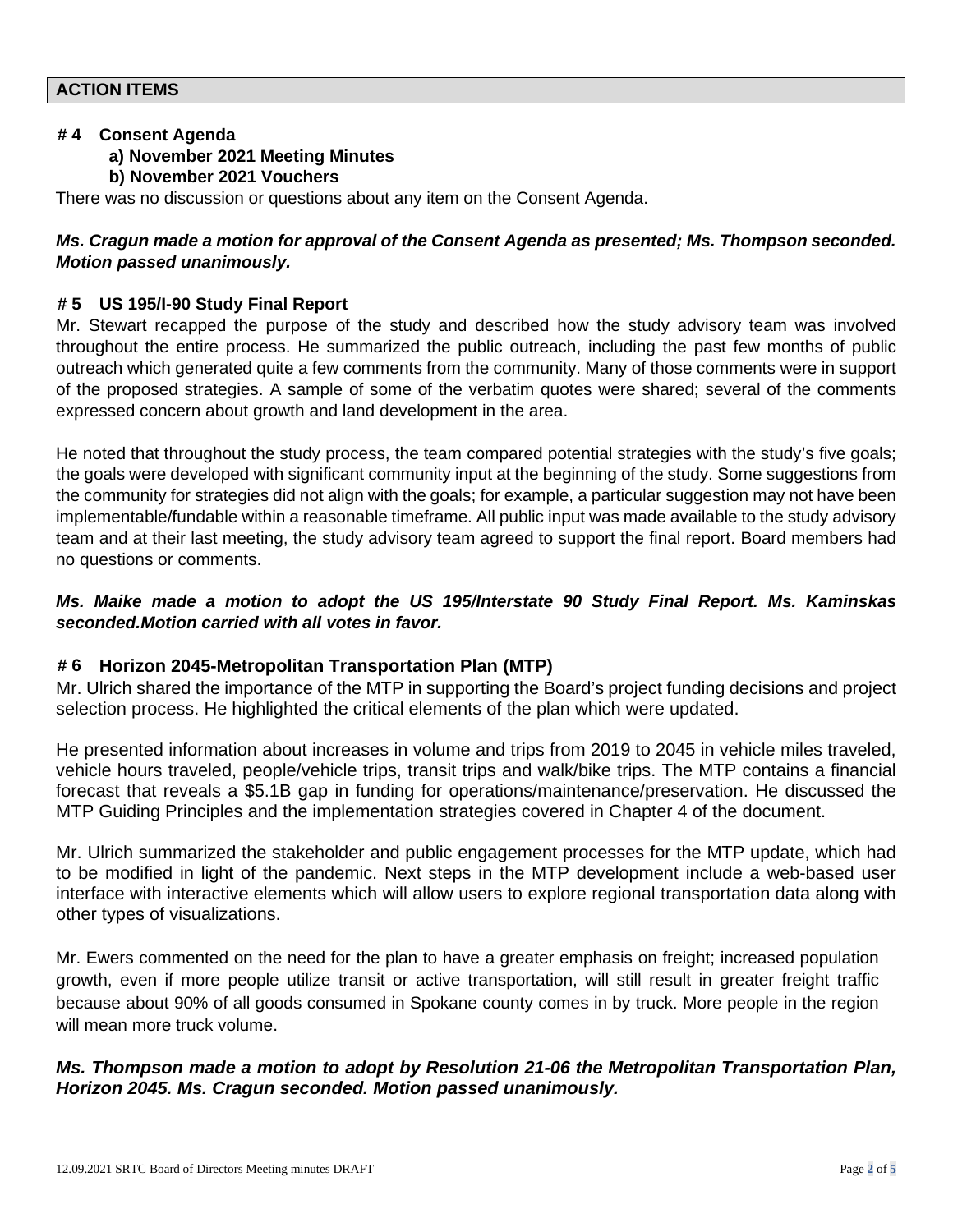## ACTION ITEMS

### # 4 Consent Agenda

**a) November 2021 Meeting Minutes**

**b) November 2021 Vouchers**

There was no discussion or questions about any item on the Consent Agenda.

***Ms. Cragun made a motion for approval of the Consent Agenda as presented; Ms. Thompson seconded. Motion passed unanimously.***

### # 5 US 195/I-90 Study Final Report

Mr. Stewart recapped the purpose of the study and described how the study advisory team was involved throughout the entire process. He summarized the public outreach, including the past few months of public outreach which generated quite a few comments from the community. Many of those comments were in support of the proposed strategies. A sample of some of the verbatim quotes were shared; several of the comments expressed concern about growth and land development in the area.

He noted that throughout the study process, the team compared potential strategies with the study's five goals; the goals were developed with significant community input at the beginning of the study. Some suggestions from the community for strategies did not align with the goals; for example, a particular suggestion may not have been implementable/fundable within a reasonable timeframe. All public input was made available to the study advisory team and at their last meeting, the study advisory team agreed to support the final report. Board members had no questions or comments.

***Ms. Maike made a motion to adopt the US 195/Interstate 90 Study Final Report. Ms. Kaminskas seconded.Motion carried with all votes in favor.***

### # 6 Horizon 2045-Metropolitan Transportation Plan (MTP)

Mr. Ulrich shared the importance of the MTP in supporting the Board's project funding decisions and project selection process. He highlighted the critical elements of the plan which were updated.

He presented information about increases in volume and trips from 2019 to 2045 in vehicle miles traveled, vehicle hours traveled, people/vehicle trips, transit trips and walk/bike trips. The MTP contains a financial forecast that reveals a $5.1B gap in funding for operations/maintenance/preservation. He discussed the MTP Guiding Principles and the implementation strategies covered in Chapter 4 of the document.

Mr. Ulrich summarized the stakeholder and public engagement processes for the MTP update, which had to be modified in light of the pandemic. Next steps in the MTP development include a web-based user interface with interactive elements which will allow users to explore regional transportation data along with other types of visualizations.

Mr. Ewers commented on the need for the plan to have a greater emphasis on freight; increased population growth, even if more people utilize transit or active transportation, will still result in greater freight traffic because about 90% of all goods consumed in Spokane county comes in by truck. More people in the region will mean more truck volume.

***Ms. Thompson made a motion to adopt by Resolution 21-06 the Metropolitan Transportation Plan, Horizon 2045. Ms. Cragun seconded. Motion passed unanimously.***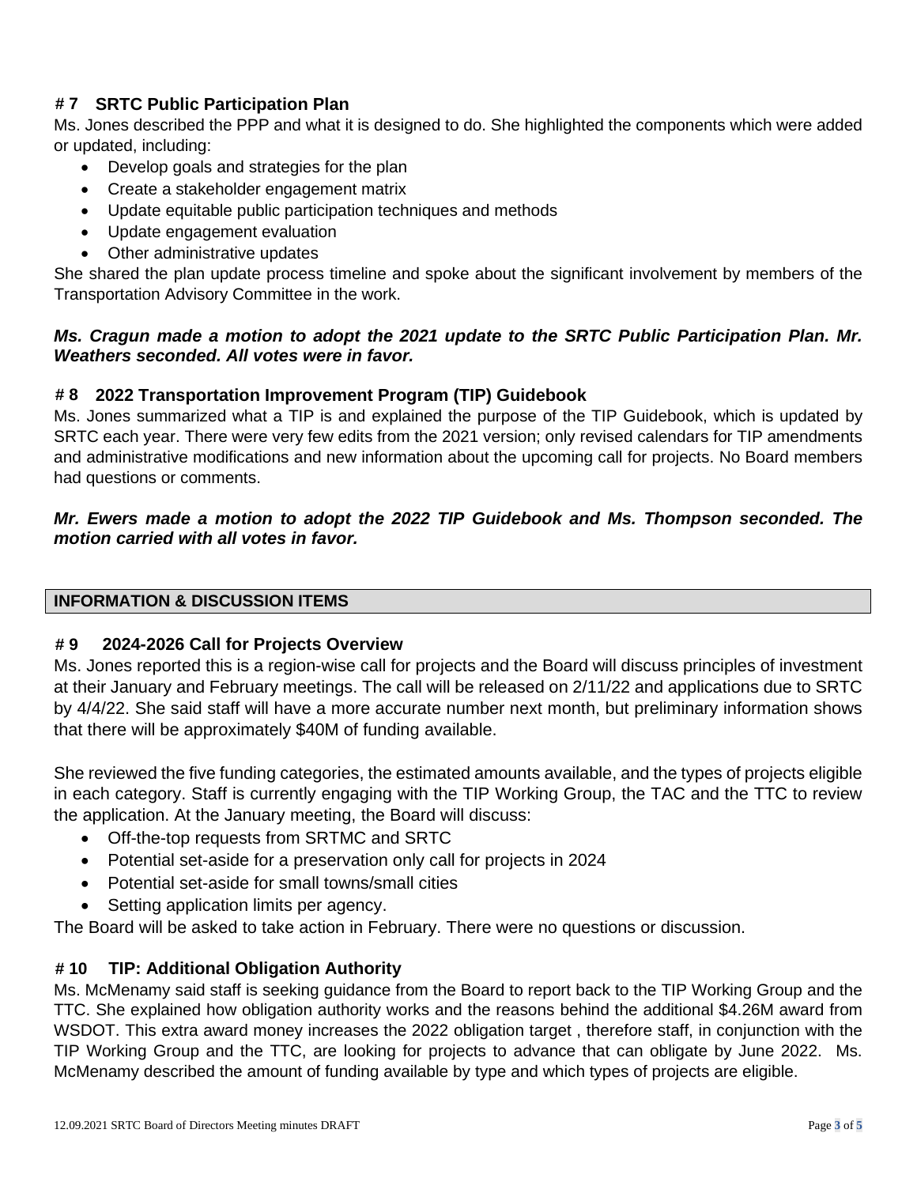### # 7 SRTC Public Participation Plan

Ms. Jones described the PPP and what it is designed to do. She highlighted the components which were added or updated, including:

- Develop goals and strategies for the plan
- Create a stakeholder engagement matrix
- Update equitable public participation techniques and methods
- Update engagement evaluation
- Other administrative updates

She shared the plan update process timeline and spoke about the significant involvement by members of the Transportation Advisory Committee in the work.

***Ms. Cragun made a motion to adopt the 2021 update to the SRTC Public Participation Plan. Mr. Weathers seconded. All votes were in favor.***

### # 8 2022 Transportation Improvement Program (TIP) Guidebook

Ms. Jones summarized what a TIP is and explained the purpose of the TIP Guidebook, which is updated by SRTC each year. There were very few edits from the 2021 version; only revised calendars for TIP amendments and administrative modifications and new information about the upcoming call for projects. No Board members had questions or comments.

***Mr. Ewers made a motion to adopt the 2022 TIP Guidebook and Ms. Thompson seconded. The motion carried with all votes in favor.***

## INFORMATION & DISCUSSION ITEMS

### # 9 2024-2026 Call for Projects Overview

Ms. Jones reported this is a region-wise call for projects and the Board will discuss principles of investment at their January and February meetings. The call will be released on 2/11/22 and applications due to SRTC by 4/4/22. She said staff will have a more accurate number next month, but preliminary information shows that there will be approximately $40M of funding available.

She reviewed the five funding categories, the estimated amounts available, and the types of projects eligible in each category. Staff is currently engaging with the TIP Working Group, the TAC and the TTC to review the application. At the January meeting, the Board will discuss:

- Off-the-top requests from SRTMC and SRTC
- Potential set-aside for a preservation only call for projects in 2024
- Potential set-aside for small towns/small cities
- Setting application limits per agency.

The Board will be asked to take action in February. There were no questions or discussion.

### # 10 TIP: Additional Obligation Authority

Ms. McMenamy said staff is seeking guidance from the Board to report back to the TIP Working Group and the TTC. She explained how obligation authority works and the reasons behind the additional $4.26M award from WSDOT. This extra award money increases the 2022 obligation target , therefore staff, in conjunction with the TIP Working Group and the TTC, are looking for projects to advance that can obligate by June 2022. Ms. McMenamy described the amount of funding available by type and which types of projects are eligible.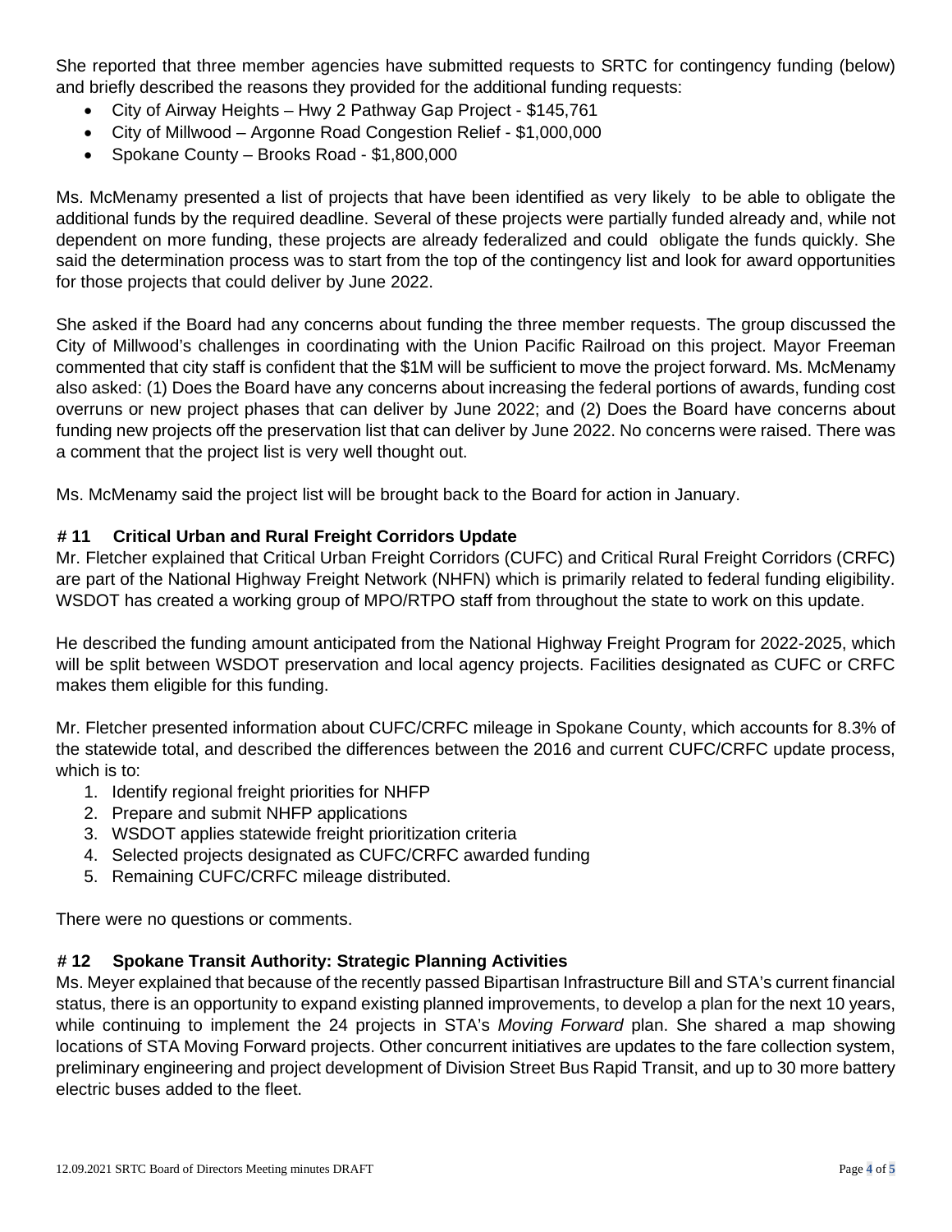She reported that three member agencies have submitted requests to SRTC for contingency funding (below) and briefly described the reasons they provided for the additional funding requests:

- City of Airway Heights – Hwy 2 Pathway Gap Project - $145,761
- City of Millwood – Argonne Road Congestion Relief - $1,000,000
- Spokane County – Brooks Road - $1,800,000

Ms. McMenamy presented a list of projects that have been identified as very likely to be able to obligate the additional funds by the required deadline. Several of these projects were partially funded already and, while not dependent on more funding, these projects are already federalized and could obligate the funds quickly. She said the determination process was to start from the top of the contingency list and look for award opportunities for those projects that could deliver by June 2022.

She asked if the Board had any concerns about funding the three member requests. The group discussed the City of Millwood's challenges in coordinating with the Union Pacific Railroad on this project. Mayor Freeman commented that city staff is confident that the $1M will be sufficient to move the project forward. Ms. McMenamy also asked: (1) Does the Board have any concerns about increasing the federal portions of awards, funding cost overruns or new project phases that can deliver by June 2022; and (2) Does the Board have concerns about funding new projects off the preservation list that can deliver by June 2022. No concerns were raised. There was a comment that the project list is very well thought out.

Ms. McMenamy said the project list will be brought back to the Board for action in January.

### # 11 Critical Urban and Rural Freight Corridors Update

Mr. Fletcher explained that Critical Urban Freight Corridors (CUFC) and Critical Rural Freight Corridors (CRFC) are part of the National Highway Freight Network (NHFN) which is primarily related to federal funding eligibility. WSDOT has created a working group of MPO/RTPO staff from throughout the state to work on this update.

He described the funding amount anticipated from the National Highway Freight Program for 2022-2025, which will be split between WSDOT preservation and local agency projects. Facilities designated as CUFC or CRFC makes them eligible for this funding.

Mr. Fletcher presented information about CUFC/CRFC mileage in Spokane County, which accounts for 8.3% of the statewide total, and described the differences between the 2016 and current CUFC/CRFC update process, which is to:

1. Identify regional freight priorities for NHFP
2. Prepare and submit NHFP applications
3. WSDOT applies statewide freight prioritization criteria
4. Selected projects designated as CUFC/CRFC awarded funding
5. Remaining CUFC/CRFC mileage distributed.

There were no questions or comments.

### # 12 Spokane Transit Authority: Strategic Planning Activities

Ms. Meyer explained that because of the recently passed Bipartisan Infrastructure Bill and STA's current financial status, there is an opportunity to expand existing planned improvements, to develop a plan for the next 10 years, while continuing to implement the 24 projects in STA's *Moving Forward* plan. She shared a map showing locations of STA Moving Forward projects. Other concurrent initiatives are updates to the fare collection system, preliminary engineering and project development of Division Street Bus Rapid Transit, and up to 30 more battery electric buses added to the fleet.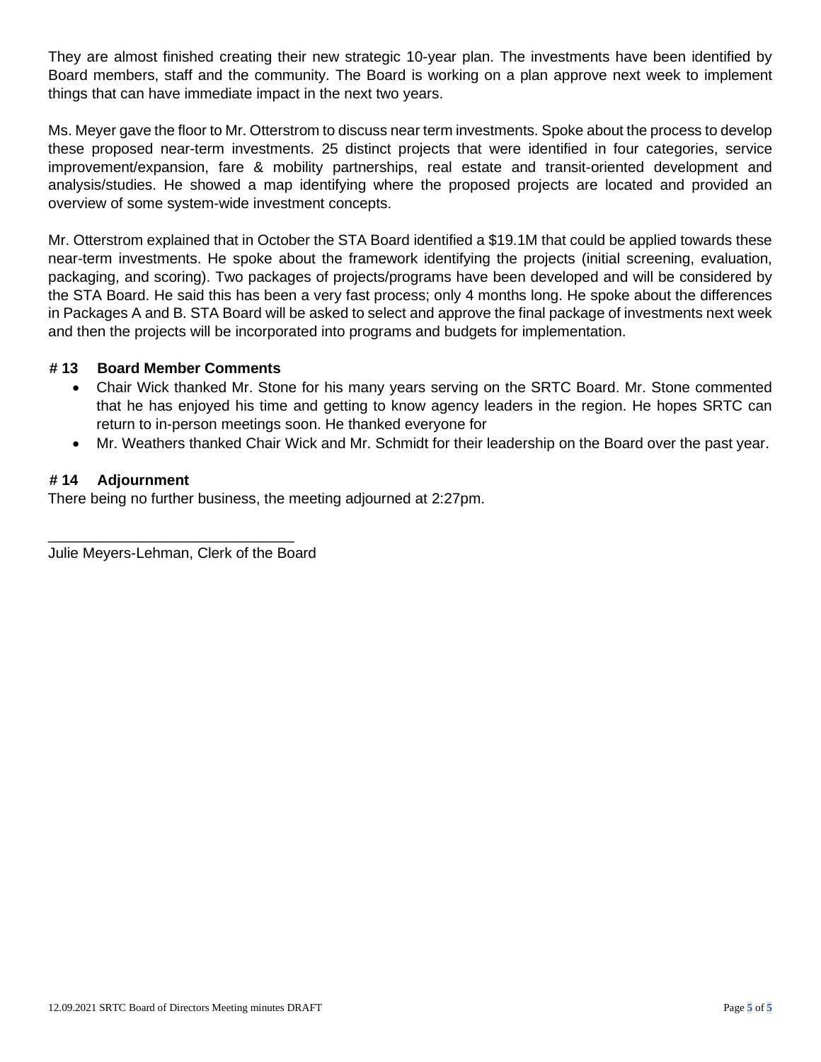They are almost finished creating their new strategic 10-year plan. The investments have been identified by Board members, staff and the community. The Board is working on a plan approve next week to implement things that can have immediate impact in the next two years.

Ms. Meyer gave the floor to Mr. Otterstrom to discuss near term investments. Spoke about the process to develop these proposed near-term investments. 25 distinct projects that were identified in four categories, service improvement/expansion, fare & mobility partnerships, real estate and transit-oriented development and analysis/studies. He showed a map identifying where the proposed projects are located and provided an overview of some system-wide investment concepts.

Mr. Otterstrom explained that in October the STA Board identified a $19.1M that could be applied towards these near-term investments. He spoke about the framework identifying the projects (initial screening, evaluation, packaging, and scoring). Two packages of projects/programs have been developed and will be considered by the STA Board. He said this has been a very fast process; only 4 months long. He spoke about the differences in Packages A and B. STA Board will be asked to select and approve the final package of investments next week and then the projects will be incorporated into programs and budgets for implementation.

### # 13 Board Member Comments

- Chair Wick thanked Mr. Stone for his many years serving on the SRTC Board. Mr. Stone commented that he has enjoyed his time and getting to know agency leaders in the region. He hopes SRTC can return to in-person meetings soon. He thanked everyone for
- Mr. Weathers thanked Chair Wick and Mr. Schmidt for their leadership on the Board over the past year.

### # 14 Adjournment

There being no further business, the meeting adjourned at 2:27pm.

______________________________
Julie Meyers-Lehman, Clerk of the Board